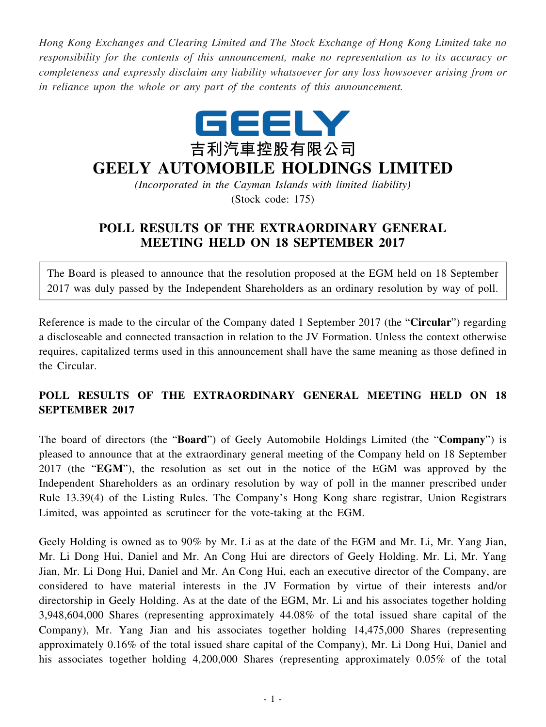*Hong Kong Exchanges and Clearing Limited and The Stock Exchange of Hong Kong Limited take no responsibility for the contents of this announcement, make no representation as to its accuracy or completeness and expressly disclaim any liability whatsoever for any loss howsoever arising from or in reliance upon the whole or any part of the contents of this announcement.*

GEELY

吉利汽車控股有限公司

# GEELY AUTOMOBILE HOLDINGS LIMITED

*(Incorporated in the Cayman Islands with limited liability)*

(Stock code: 175)

## POLL RESULTS OF THE EXTRAORDINARY GENERAL MEETING HELD ON 18 SEPTEMBER 2017

The Board is pleased to announce that the resolution proposed at the EGM held on 18 September 2017 was duly passed by the Independent Shareholders as an ordinary resolution by way of poll.

Reference is made to the circular of the Company dated 1 September 2017 (the "**Circular**") regarding a discloseable and connected transaction in relation to the JV Formation. Unless the context otherwise requires, capitalized terms used in this announcement shall have the same meaning as those defined in the Circular.

## POLL RESULTS OF THE EXTRAORDINARY GENERAL MEETING HELD ON 18 SEPTEMBER 2017

The board of directors (the "**Board**") of Geely Automobile Holdings Limited (the "**Company**") is pleased to announce that at the extraordinary general meeting of the Company held on 18 September 2017 (the "**EGM**"), the resolution as set out in the notice of the EGM was approved by the Independent Shareholders as an ordinary resolution by way of poll in the manner prescribed under Rule 13.39(4) of the Listing Rules. The Company's Hong Kong share registrar, Union Registrars Limited, was appointed as scrutineer for the vote-taking at the EGM.

Geely Holding is owned as to 90% by Mr. Li as at the date of the EGM and Mr. Li, Mr. Yang Jian, Mr. Li Dong Hui, Daniel and Mr. An Cong Hui are directors of Geely Holding. Mr. Li, Mr. Yang Jian, Mr. Li Dong Hui, Daniel and Mr. An Cong Hui, each an executive director of the Company, are considered to have material interests in the JV Formation by virtue of their interests and/or directorship in Geely Holding. As at the date of the EGM, Mr. Li and his associates together holding 3,948,604,000 Shares (representing approximately 44.08% of the total issued share capital of the Company), Mr. Yang Jian and his associates together holding 14,475,000 Shares (representing approximately 0.16% of the total issued share capital of the Company), Mr. Li Dong Hui, Daniel and his associates together holding 4,200,000 Shares (representing approximately 0.05% of the total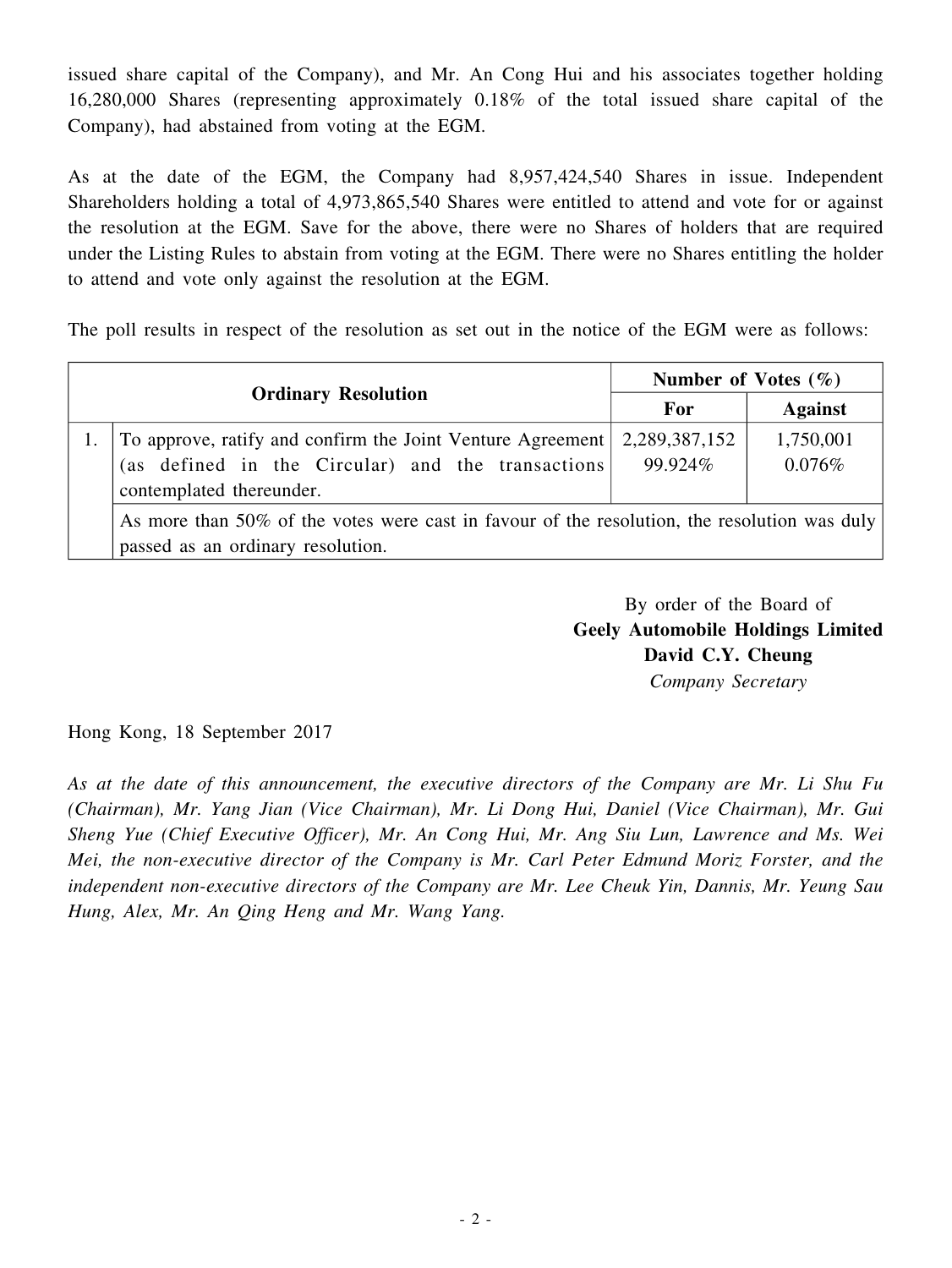issued share capital of the Company), and Mr. An Cong Hui and his associates together holding 16,280,000 Shares (representing approximately 0.18% of the total issued share capital of the Company), had abstained from voting at the EGM.

As at the date of the EGM, the Company had 8,957,424,540 Shares in issue. Independent Shareholders holding a total of 4,973,865,540 Shares were entitled to attend and vote for or against the resolution at the EGM. Save for the above, there were no Shares of holders that are required under the Listing Rules to abstain from voting at the EGM. There were no Shares entitling the holder to attend and vote only against the resolution at the EGM.

The poll results in respect of the resolution as set out in the notice of the EGM were as follows:

| **Ordinary Resolution** | | **Number of Votes (%)** | |
|---|---|---|---|
| | | **For** | **Against** |
| 1. | To approve, ratify and confirm the Joint Venture Agreement (as defined in the Circular) and the transactions contemplated thereunder. | 2,289,387,152<br>99.924% | 1,750,001<br>0.076% |
| | As more than 50% of the votes were cast in favour of the resolution, the resolution was duly passed as an ordinary resolution. | | |

By order of the Board of
**Geely Automobile Holdings Limited**
**David C.Y. Cheung**
*Company Secretary*

Hong Kong, 18 September 2017

*As at the date of this announcement, the executive directors of the Company are Mr. Li Shu Fu (Chairman), Mr. Yang Jian (Vice Chairman), Mr. Li Dong Hui, Daniel (Vice Chairman), Mr. Gui Sheng Yue (Chief Executive Officer), Mr. An Cong Hui, Mr. Ang Siu Lun, Lawrence and Ms. Wei Mei, the non-executive director of the Company is Mr. Carl Peter Edmund Moriz Forster, and the independent non-executive directors of the Company are Mr. Lee Cheuk Yin, Dannis, Mr. Yeung Sau Hung, Alex, Mr. An Qing Heng and Mr. Wang Yang.*